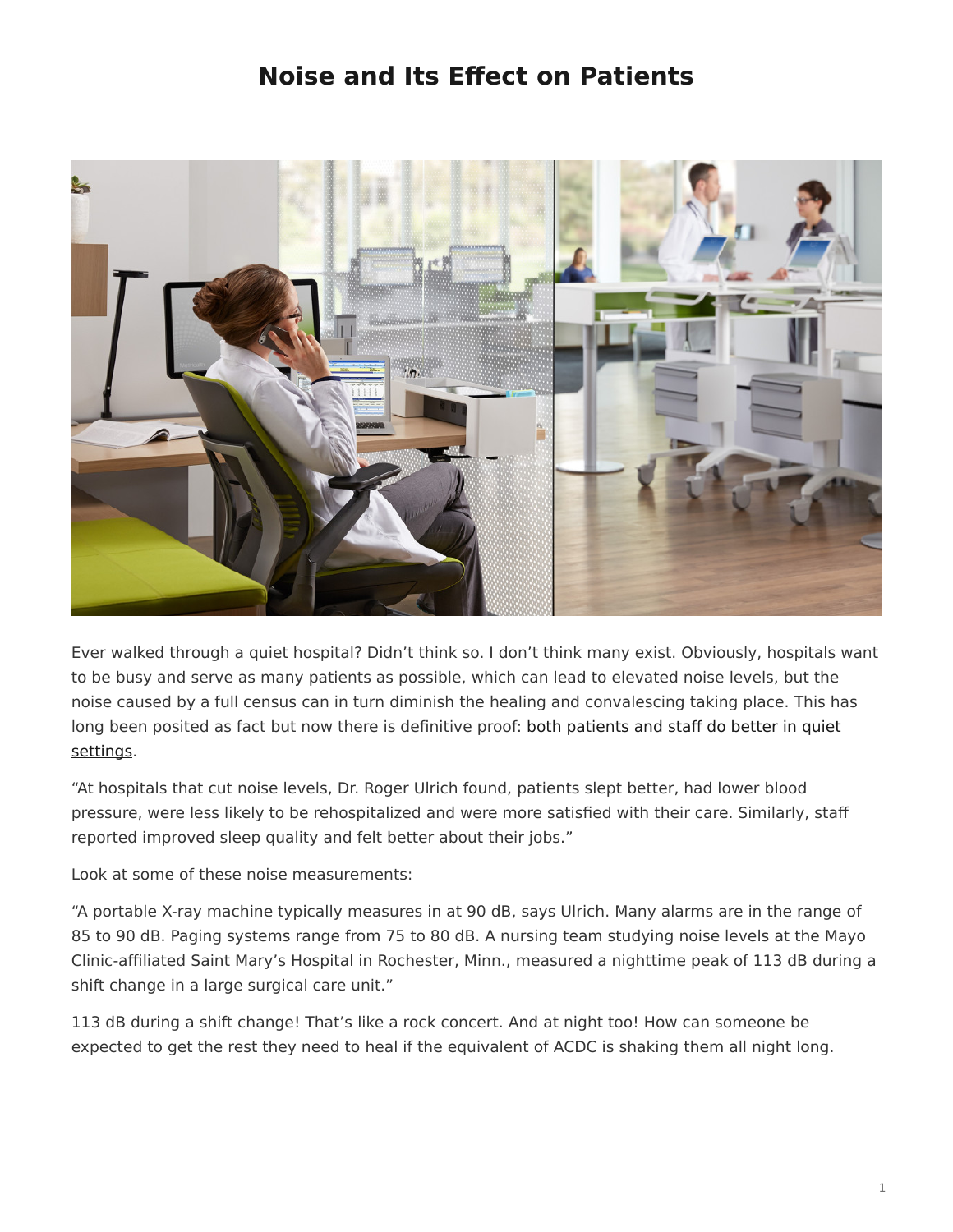# Noise and Its Effect on Patients

Ever walked through a quiet hospital? Didn't think so. I don't think many exist. Obviously, hospitals want to be busy and serve as many patients as possible, which can lead to elevated noise levels, but the noise caused by a full census can in turn diminish the healing and convalescing taking place. This has long been posited as fact but now there is definitive proof: both patients and staff do better in quiet settings.

"At hospitals that cut noise levels, Dr. Roger Ulrich found, patients slept better, had lower blood pressure, were less likely to be rehospitalized and were more satisfied with their care. Similarly, staff reported improved sleep quality and felt better about their jobs."

Look at some of these noise measurements:

"A portable X-ray machine typically measures in at 90 dB, says Ulrich. Many alarms are in the range of 85 to 90 dB. Paging systems range from 75 to 80 dB. A nursing team studying noise levels at the Mayo Clinic-affiliated Saint Mary's Hospital in Rochester, Minn., measured a nighttime peak of 113 dB during a shift change in a large surgical care unit."

113 dB during a shift change! That's like a rock concert. And at night too! How can someone be expected to get the rest they need to heal if the equivalent of ACDC is shaking them all night long.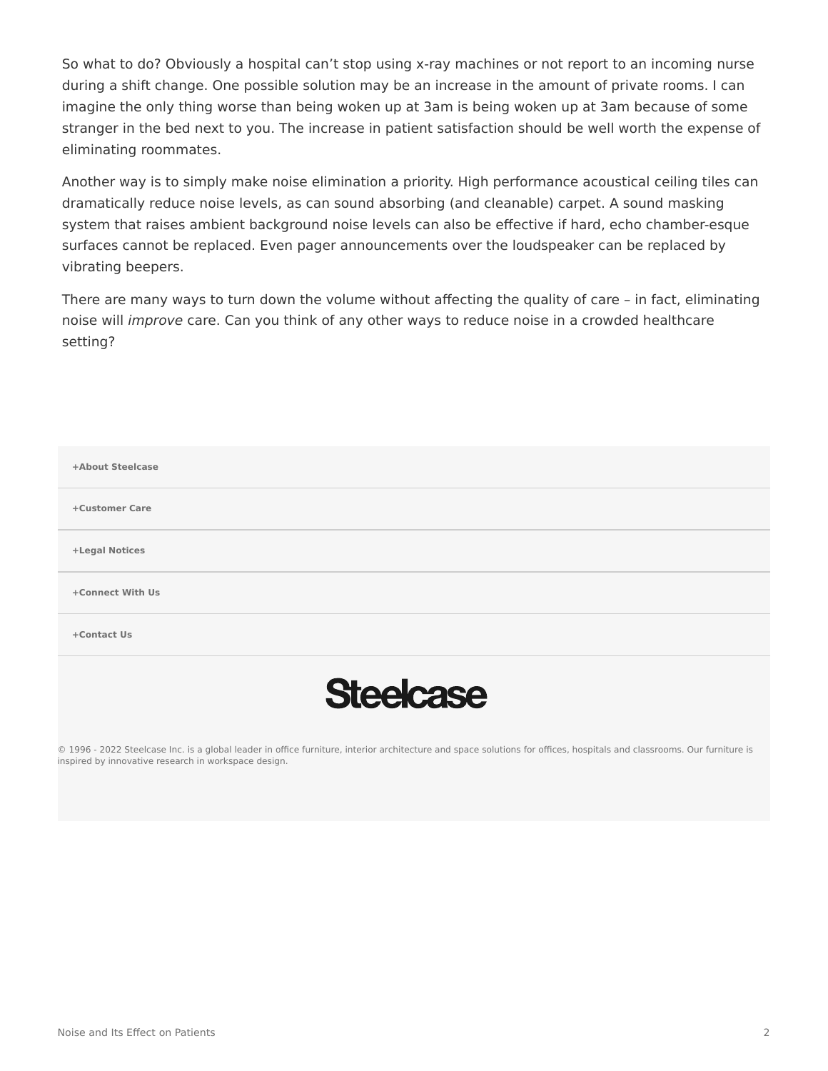So what to do? Obviously a hospital can't stop using x-ray machines or not report to an incoming nurse during a shift change. One possible solution may be an increase in the amount of private rooms. I can imagine the only thing worse than being woken up at 3am is being woken up at 3am because of some stranger in the bed next to you. The increase in patient satisfaction should be well worth the expense of eliminating roommates.

Another way is to simply make noise elimination a priority. High performance acoustical ceiling tiles can dramatically reduce noise levels, as can sound absorbing (and cleanable) carpet. A sound masking system that raises ambient background noise levels can also be effective if hard, echo chamber-esque surfaces cannot be replaced. Even pager announcements over the loudspeaker can be replaced by vibrating beepers.

There are many ways to turn down the volume without affecting the quality of care – in fact, eliminating noise will *improve* care. Can you think of any other ways to reduce noise in a crowded healthcare setting?

**+About Steelcase**

**+Customer Care**

**+Legal Notices**

**+Connect With Us**

**+Contact Us**

Steelcase

© 1996 - 2022 Steelcase Inc. is a global leader in office furniture, interior architecture and space solutions for offices, hospitals and classrooms. Our furniture is inspired by innovative research in workspace design.